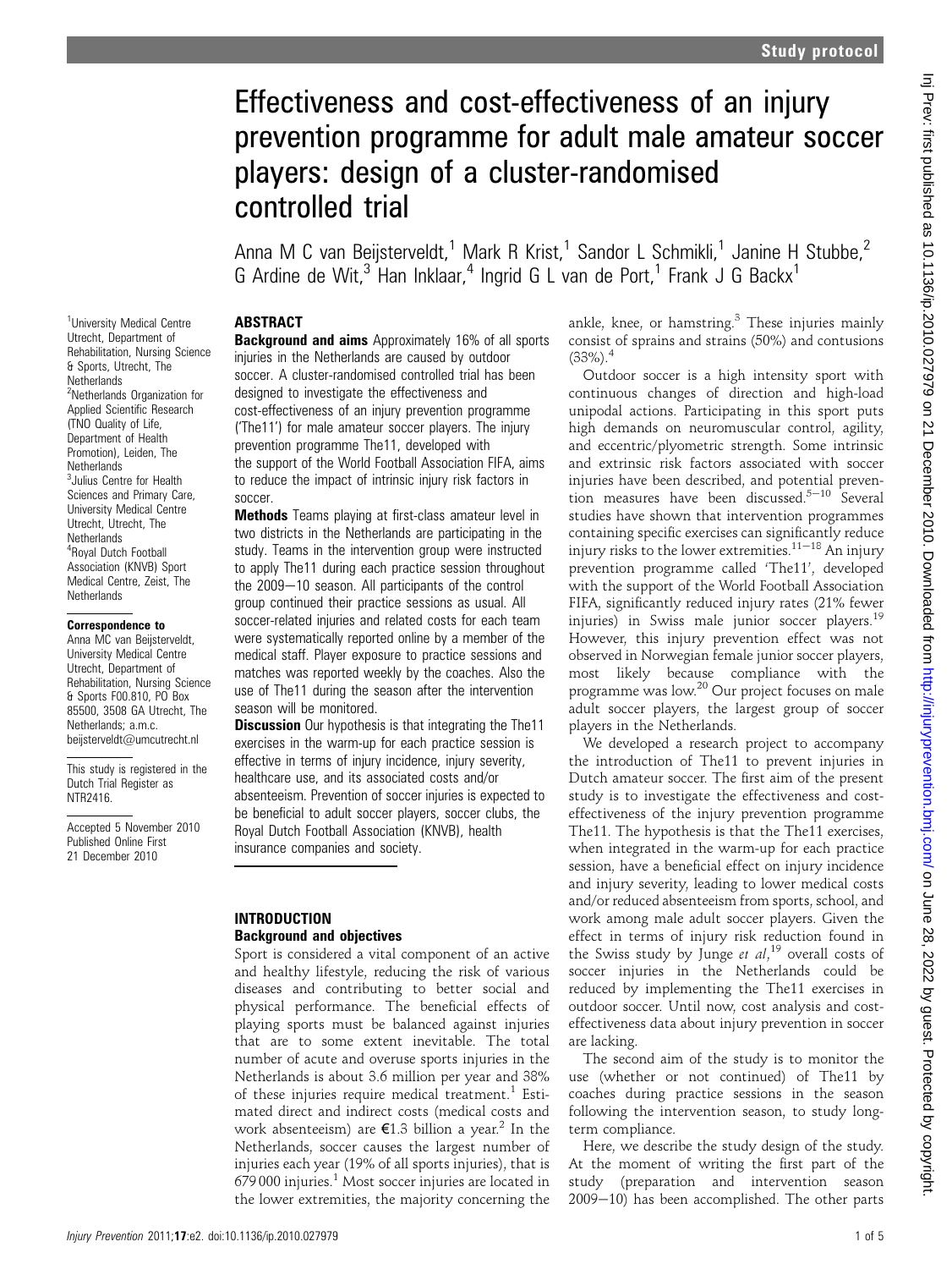# Effectiveness and cost-effectiveness of an injury prevention programme for adult male amateur soccer players: design of a cluster-randomised controlled trial

Anna M C van Beijsterveldt,[1] Mark R Krist,[1] Sandor L Schmikli,[1] Janine H Stubbe,[2] G Ardine de Wit,[3] Han Inklaar,[4] Ingrid G L van de Port,[1] Frank J G Backx[1]

[1]University Medical Centre Utrecht, Department of Rehabilitation, Nursing Science & Sports, Utrecht, The Netherlands
[2]Netherlands Organization for Applied Scientific Research (TNO Quality of Life, Department of Health Promotion), Leiden, The Netherlands
[3]Julius Centre for Health Sciences and Primary Care, University Medical Centre Utrecht, Utrecht, The Netherlands
[4]Royal Dutch Football Association (KNVB) Sport Medical Centre, Zeist, The Netherlands

**Correspondence to**
Anna MC van Beijsterveldt, University Medical Centre Utrecht, Department of Rehabilitation, Nursing Science & Sports F00.810, PO Box 85500, 3508 GA Utrecht, The Netherlands; a.m.c.beijsterveldt@umcutrecht.nl

This study is registered in the Dutch Trial Register as NTR2416.

Accepted 5 November 2010
Published Online First 21 December 2010

## ABSTRACT

**Background and aims** Approximately 16% of all sports injuries in the Netherlands are caused by outdoor soccer. A cluster-randomised controlled trial has been designed to investigate the effectiveness and cost-effectiveness of an injury prevention programme ('The11') for male amateur soccer players. The injury prevention programme The11, developed with the support of the World Football Association FIFA, aims to reduce the impact of intrinsic injury risk factors in soccer.

**Methods** Teams playing at first-class amateur level in two districts in the Netherlands are participating in the study. Teams in the intervention group were instructed to apply The11 during each practice session throughout the 2009–10 season. All participants of the control group continued their practice sessions as usual. All soccer-related injuries and related costs for each team were systematically reported online by a member of the medical staff. Player exposure to practice sessions and matches was reported weekly by the coaches. Also the use of The11 during the season after the intervention season will be monitored.

**Discussion** Our hypothesis is that integrating the The11 exercises in the warm-up for each practice session is effective in terms of injury incidence, injury severity, healthcare use, and its associated costs and/or absenteeism. Prevention of soccer injuries is expected to be beneficial to adult soccer players, soccer clubs, the Royal Dutch Football Association (KNVB), health insurance companies and society.

## INTRODUCTION

### Background and objectives

Sport is considered a vital component of an active and healthy lifestyle, reducing the risk of various diseases and contributing to better social and physical performance. The beneficial effects of playing sports must be balanced against injuries that are to some extent inevitable. The total number of acute and overuse sports injuries in the Netherlands is about 3.6 million per year and 38% of these injuries require medical treatment.[1] Estimated direct and indirect costs (medical costs and work absenteeism) are €1.3 billion a year.[2] In the Netherlands, soccer causes the largest number of injuries each year (19% of all sports injuries), that is 679 000 injuries.[1] Most soccer injuries are located in the lower extremities, the majority concerning the ankle, knee, or hamstring.[3] These injuries mainly consist of sprains and strains (50%) and contusions (33%).[4]

Outdoor soccer is a high intensity sport with continuous changes of direction and high-load unipodal actions. Participating in this sport puts high demands on neuromuscular control, agility, and eccentric/plyometric strength. Some intrinsic and extrinsic risk factors associated with soccer injuries have been described, and potential prevention measures have been discussed.[5–10] Several studies have shown that intervention programmes containing specific exercises can significantly reduce injury risks to the lower extremities.[11–18] An injury prevention programme called 'The11', developed with the support of the World Football Association FIFA, significantly reduced injury rates (21% fewer injuries) in Swiss male junior soccer players.[19] However, this injury prevention effect was not observed in Norwegian female junior soccer players, most likely because compliance with the programme was low.[20] Our project focuses on male adult soccer players, the largest group of soccer players in the Netherlands.

We developed a research project to accompany the introduction of The11 to prevent injuries in Dutch amateur soccer. The first aim of the present study is to investigate the effectiveness and cost-effectiveness of the injury prevention programme The11. The hypothesis is that the The11 exercises, when integrated in the warm-up for each practice session, have a beneficial effect on injury incidence and injury severity, leading to lower medical costs and/or reduced absenteeism from sports, school, and work among male adult soccer players. Given the effect in terms of injury risk reduction found in the Swiss study by Junge *et al*,[19] overall costs of soccer injuries in the Netherlands could be reduced by implementing the The11 exercises in outdoor soccer. Until now, cost analysis and cost-effectiveness data about injury prevention in soccer are lacking.

The second aim of the study is to monitor the use (whether or not continued) of The11 by coaches during practice sessions in the season following the intervention season, to study long-term compliance.

Here, we describe the study design of the study. At the moment of writing the first part of the study (preparation and intervention season 2009–10) has been accomplished. The other parts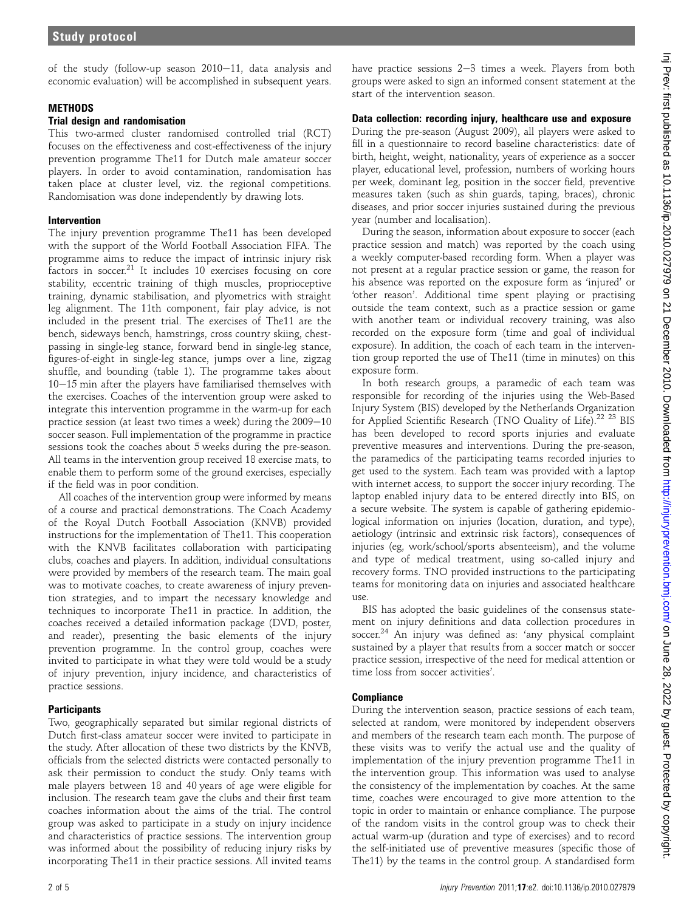of the study (follow-up season 2010–11, data analysis and economic evaluation) will be accomplished in subsequent years.

## METHODS

### Trial design and randomisation

This two-armed cluster randomised controlled trial (RCT) focuses on the effectiveness and cost-effectiveness of the injury prevention programme The11 for Dutch male amateur soccer players. In order to avoid contamination, randomisation has taken place at cluster level, viz. the regional competitions. Randomisation was done independently by drawing lots.

### Intervention

The injury prevention programme The11 has been developed with the support of the World Football Association FIFA. The programme aims to reduce the impact of intrinsic injury risk factors in soccer.[21] It includes 10 exercises focusing on core stability, eccentric training of thigh muscles, proprioceptive training, dynamic stabilisation, and plyometrics with straight leg alignment. The 11th component, fair play advice, is not included in the present trial. The exercises of The11 are the bench, sideways bench, hamstrings, cross country skiing, chest-passing in single-leg stance, forward bend in single-leg stance, figures-of-eight in single-leg stance, jumps over a line, zigzag shuffle, and bounding (table 1). The programme takes about 10–15 min after the players have familiarised themselves with the exercises. Coaches of the intervention group were asked to integrate this intervention programme in the warm-up for each practice session (at least two times a week) during the 2009–10 soccer season. Full implementation of the programme in practice sessions took the coaches about 5 weeks during the pre-season. All teams in the intervention group received 18 exercise mats, to enable them to perform some of the ground exercises, especially if the field was in poor condition.

All coaches of the intervention group were informed by means of a course and practical demonstrations. The Coach Academy of the Royal Dutch Football Association (KNVB) provided instructions for the implementation of The11. This cooperation with the KNVB facilitates collaboration with participating clubs, coaches and players. In addition, individual consultations were provided by members of the research team. The main goal was to motivate coaches, to create awareness of injury prevention strategies, and to impart the necessary knowledge and techniques to incorporate The11 in practice. In addition, the coaches received a detailed information package (DVD, poster, and reader), presenting the basic elements of the injury prevention programme. In the control group, coaches were invited to participate in what they were told would be a study of injury prevention, injury incidence, and characteristics of practice sessions.

### Participants

Two, geographically separated but similar regional districts of Dutch first-class amateur soccer were invited to participate in the study. After allocation of these two districts by the KNVB, officials from the selected districts were contacted personally to ask their permission to conduct the study. Only teams with male players between 18 and 40 years of age were eligible for inclusion. The research team gave the clubs and their first team coaches information about the aims of the trial. The control group was asked to participate in a study on injury incidence and characteristics of practice sessions. The intervention group was informed about the possibility of reducing injury risks by incorporating The11 in their practice sessions. All invited teams have practice sessions 2–3 times a week. Players from both groups were asked to sign an informed consent statement at the start of the intervention season.

### Data collection: recording injury, healthcare use and exposure

During the pre-season (August 2009), all players were asked to fill in a questionnaire to record baseline characteristics: date of birth, height, weight, nationality, years of experience as a soccer player, educational level, profession, numbers of working hours per week, dominant leg, position in the soccer field, preventive measures taken (such as shin guards, taping, braces), chronic diseases, and prior soccer injuries sustained during the previous year (number and localisation).

During the season, information about exposure to soccer (each practice session and match) was reported by the coach using a weekly computer-based recording form. When a player was not present at a regular practice session or game, the reason for his absence was reported on the exposure form as 'injured' or 'other reason'. Additional time spent playing or practising outside the team context, such as a practice session or game with another team or individual recovery training, was also recorded on the exposure form (time and goal of individual exposure). In addition, the coach of each team in the intervention group reported the use of The11 (time in minutes) on this exposure form.

In both research groups, a paramedic of each team was responsible for recording of the injuries using the Web-Based Injury System (BIS) developed by the Netherlands Organization for Applied Scientific Research (TNO Quality of Life).[22,23] BIS has been developed to record sports injuries and evaluate preventive measures and interventions. During the pre-season, the paramedics of the participating teams recorded injuries to get used to the system. Each team was provided with a laptop with internet access, to support the soccer injury recording. The laptop enabled injury data to be entered directly into BIS, on a secure website. The system is capable of gathering epidemiological information on injuries (location, duration, and type), aetiology (intrinsic and extrinsic risk factors), consequences of injuries (eg, work/school/sports absenteeism), and the volume and type of medical treatment, using so-called injury and recovery forms. TNO provided instructions to the participating teams for monitoring data on injuries and associated healthcare use.

BIS has adopted the basic guidelines of the consensus statement on injury definitions and data collection procedures in soccer.[24] An injury was defined as: 'any physical complaint sustained by a player that results from a soccer match or soccer practice session, irrespective of the need for medical attention or time loss from soccer activities'.

### Compliance

During the intervention season, practice sessions of each team, selected at random, were monitored by independent observers and members of the research team each month. The purpose of these visits was to verify the actual use and the quality of implementation of the injury prevention programme The11 in the intervention group. This information was used to analyse the consistency of the implementation by coaches. At the same time, coaches were encouraged to give more attention to the topic in order to maintain or enhance compliance. The purpose of the random visits in the control group was to check their actual warm-up (duration and type of exercises) and to record the self-initiated use of preventive measures (specific those of The11) by the teams in the control group. A standardised form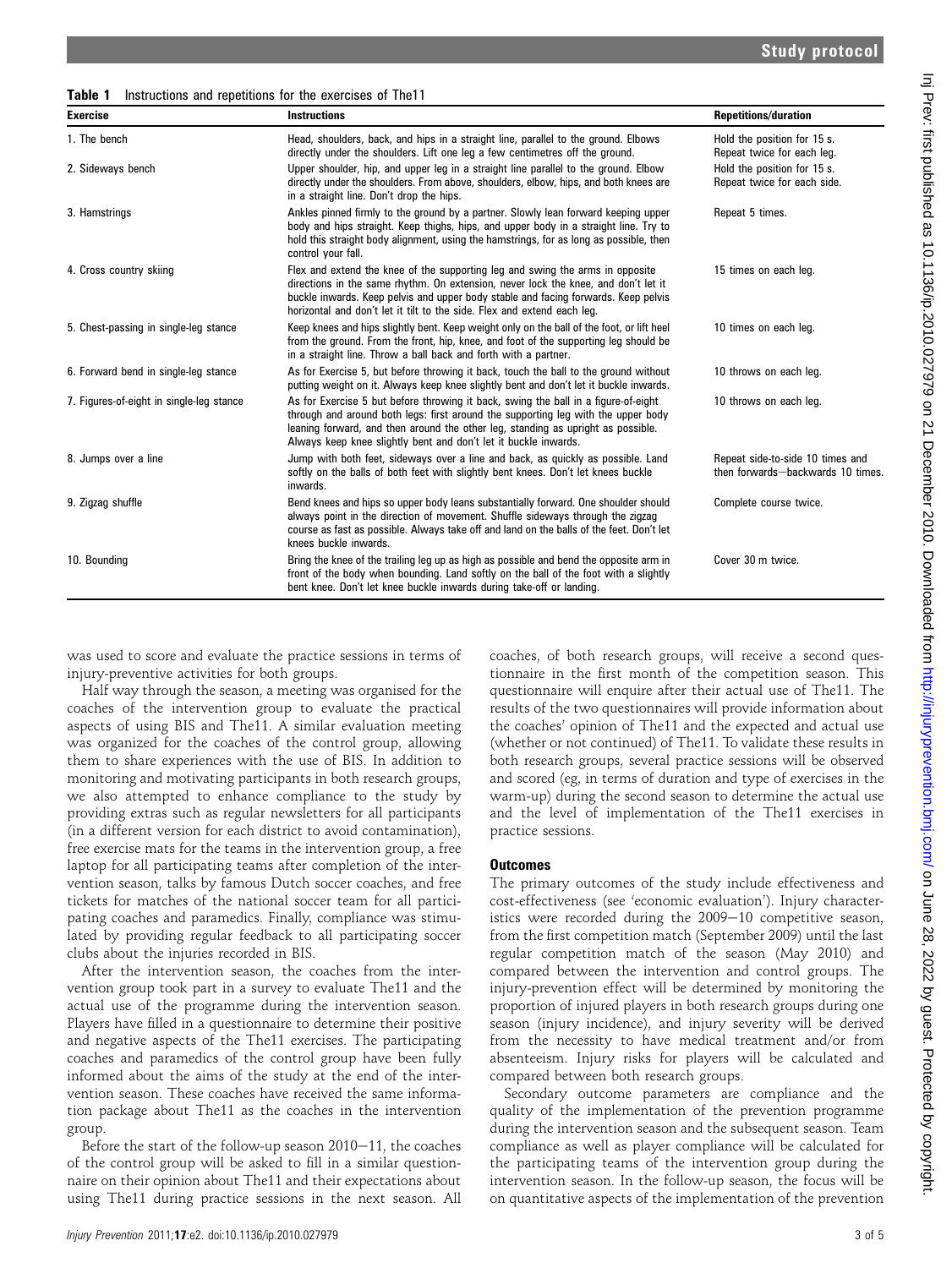**Table 1** Instructions and repetitions for the exercises of The11

| Exercise | Instructions | Repetitions/duration |
|---|---|---|
| 1. The bench | Head, shoulders, back, and hips in a straight line, parallel to the ground. Elbows directly under the shoulders. Lift one leg a few centimetres off the ground. | Hold the position for 15 s. Repeat twice for each leg. |
| 2. Sideways bench | Upper shoulder, hip, and upper leg in a straight line parallel to the ground. Elbow directly under the shoulders. From above, shoulders, elbow, hips, and both knees are in a straight line. Don't drop the hips. | Hold the position for 15 s. Repeat twice for each side. |
| 3. Hamstrings | Ankles pinned firmly to the ground by a partner. Slowly lean forward keeping upper body and hips straight. Keep thighs, hips, and upper body in a straight line. Try to hold this straight body alignment, using the hamstrings, for as long as possible, then control your fall. | Repeat 5 times. |
| 4. Cross country skiing | Flex and extend the knee of the supporting leg and swing the arms in opposite directions in the same rhythm. On extension, never lock the knee, and don't let it buckle inwards. Keep pelvis and upper body stable and facing forwards. Keep pelvis horizontal and don't let it tilt to the side. Flex and extend each leg. | 15 times on each leg. |
| 5. Chest-passing in single-leg stance | Keep knees and hips slightly bent. Keep weight only on the ball of the foot, or lift heel from the ground. From the front, hip, knee, and foot of the supporting leg should be in a straight line. Throw a ball back and forth with a partner. | 10 times on each leg. |
| 6. Forward bend in single-leg stance | As for Exercise 5, but before throwing it back, touch the ball to the ground without putting weight on it. Always keep knee slightly bent and don't let it buckle inwards. | 10 throws on each leg. |
| 7. Figures-of-eight in single-leg stance | As for Exercise 5 but before throwing it back, swing the ball in a figure-of-eight through and around both legs: first around the supporting leg with the upper body leaning forward, and then around the other leg, standing as upright as possible. Always keep knee slightly bent and don't let it buckle inwards. | 10 throws on each leg. |
| 8. Jumps over a line | Jump with both feet, sideways over a line and back, as quickly as possible. Land softly on the balls of both feet with slightly bent knees. Don't let knees buckle inwards. | Repeat side-to-side 10 times and then forwards—backwards 10 times. |
| 9. Zigzag shuffle | Bend knees and hips so upper body leans substantially forward. One shoulder should always point in the direction of movement. Shuffle sideways through the zigzag course as fast as possible. Always take off and land on the balls of the feet. Don't let knees buckle inwards. | Complete course twice. |
| 10. Bounding | Bring the knee of the trailing leg up as high as possible and bend the opposite arm in front of the body when bounding. Land softly on the ball of the foot with a slightly bent knee. Don't let knee buckle inwards during take-off or landing. | Cover 30 m twice. |

was used to score and evaluate the practice sessions in terms of injury-preventive activities for both groups.

Half way through the season, a meeting was organised for the coaches of the intervention group to evaluate the practical aspects of using BIS and The11. A similar evaluation meeting was organized for the coaches of the control group, allowing them to share experiences with the use of BIS. In addition to monitoring and motivating participants in both research groups, we also attempted to enhance compliance to the study by providing extras such as regular newsletters for all participants (in a different version for each district to avoid contamination), free exercise mats for the teams in the intervention group, a free laptop for all participating teams after completion of the intervention season, talks by famous Dutch soccer coaches, and free tickets for matches of the national soccer team for all participating coaches and paramedics. Finally, compliance was stimulated by providing regular feedback to all participating soccer clubs about the injuries recorded in BIS.

After the intervention season, the coaches from the intervention group took part in a survey to evaluate The11 and the actual use of the programme during the intervention season. Players have filled in a questionnaire to determine their positive and negative aspects of the The11 exercises. The participating coaches and paramedics of the control group have been fully informed about the aims of the study at the end of the intervention season. These coaches have received the same information package about The11 as the coaches in the intervention group.

Before the start of the follow-up season 2010–11, the coaches of the control group will be asked to fill in a similar questionnaire on their opinion about The11 and their expectations about using The11 during practice sessions in the next season. All coaches, of both research groups, will receive a second questionnaire in the first month of the competition season. This questionnaire will enquire after their actual use of The11. The results of the two questionnaires will provide information about the coaches' opinion of The11 and the expected and actual use (whether or not continued) of The11. To validate these results in both research groups, several practice sessions will be observed and scored (eg, in terms of duration and type of exercises in the warm-up) during the second season to determine the actual use and the level of implementation of the The11 exercises in practice sessions.

### Outcomes

The primary outcomes of the study include effectiveness and cost-effectiveness (see 'economic evaluation'). Injury characteristics were recorded during the 2009–10 competitive season, from the first competition match (September 2009) until the last regular competition match of the season (May 2010) and compared between the intervention and control groups. The injury-prevention effect will be determined by monitoring the proportion of injured players in both research groups during one season (injury incidence), and injury severity will be derived from the necessity to have medical treatment and/or from absenteeism. Injury risks for players will be calculated and compared between both research groups.

Secondary outcome parameters are compliance and the quality of the implementation of the prevention programme during the intervention season and the subsequent season. Team compliance as well as player compliance will be calculated for the participating teams of the intervention group during the intervention season. In the follow-up season, the focus will be on quantitative aspects of the implementation of the prevention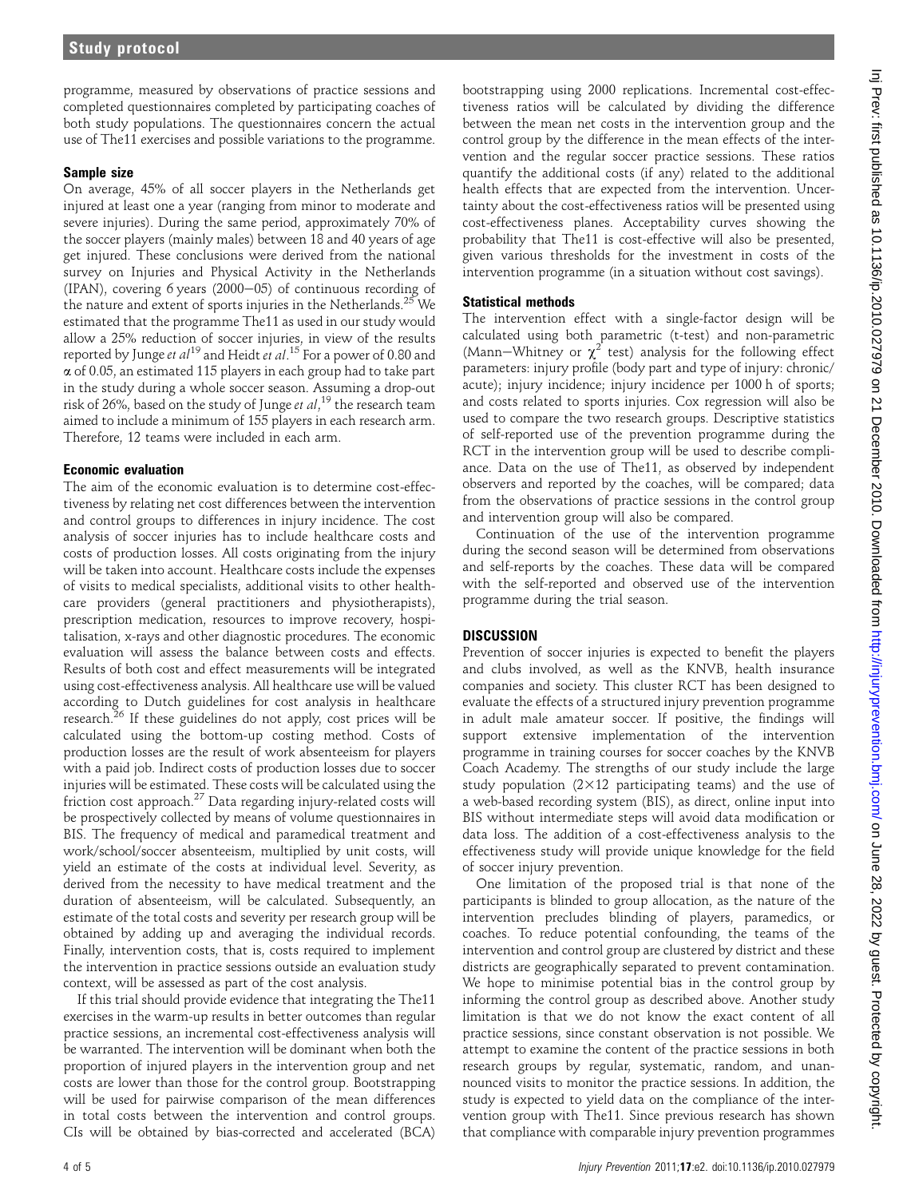programme, measured by observations of practice sessions and completed questionnaires completed by participating coaches of both study populations. The questionnaires concern the actual use of The11 exercises and possible variations to the programme.

### Sample size

On average, 45% of all soccer players in the Netherlands get injured at least one a year (ranging from minor to moderate and severe injuries). During the same period, approximately 70% of the soccer players (mainly males) between 18 and 40 years of age get injured. These conclusions were derived from the national survey on Injuries and Physical Activity in the Netherlands (IPAN), covering 6 years (2000–05) of continuous recording of the nature and extent of sports injuries in the Netherlands.[25] We estimated that the programme The11 as used in our study would allow a 25% reduction of soccer injuries, in view of the results reported by Junge *et al*[19] and Heidt *et al*.[15] For a power of 0.80 and $\alpha$ of 0.05, an estimated 115 players in each group had to take part in the study during a whole soccer season. Assuming a drop-out risk of 26%, based on the study of Junge *et al*,[19] the research team aimed to include a minimum of 155 players in each research arm. Therefore, 12 teams were included in each arm.

### Economic evaluation

The aim of the economic evaluation is to determine cost-effectiveness by relating net cost differences between the intervention and control groups to differences in injury incidence. The cost analysis of soccer injuries has to include healthcare costs and costs of production losses. All costs originating from the injury will be taken into account. Healthcare costs include the expenses of visits to medical specialists, additional visits to other healthcare providers (general practitioners and physiotherapists), prescription medication, resources to improve recovery, hospitalisation, x-rays and other diagnostic procedures. The economic evaluation will assess the balance between costs and effects. Results of both cost and effect measurements will be integrated using cost-effectiveness analysis. All healthcare use will be valued according to Dutch guidelines for cost analysis in healthcare research.[26] If these guidelines do not apply, cost prices will be calculated using the bottom-up costing method. Costs of production losses are the result of work absenteeism for players with a paid job. Indirect costs of production losses due to soccer injuries will be estimated. These costs will be calculated using the friction cost approach.[27] Data regarding injury-related costs will be prospectively collected by means of volume questionnaires in BIS. The frequency of medical and paramedical treatment and work/school/soccer absenteeism, multiplied by unit costs, will yield an estimate of the costs at individual level. Severity, as derived from the necessity to have medical treatment and the duration of absenteeism, will be calculated. Subsequently, an estimate of the total costs and severity per research group will be obtained by adding up and averaging the individual records. Finally, intervention costs, that is, costs required to implement the intervention in practice sessions outside an evaluation study context, will be assessed as part of the cost analysis.

If this trial should provide evidence that integrating the The11 exercises in the warm-up results in better outcomes than regular practice sessions, an incremental cost-effectiveness analysis will be warranted. The intervention will be dominant when both the proportion of injured players in the intervention group and net costs are lower than those for the control group. Bootstrapping will be used for pairwise comparison of the mean differences in total costs between the intervention and control groups. CIs will be obtained by bias-corrected and accelerated (BCA) bootstrapping using 2000 replications. Incremental cost-effectiveness ratios will be calculated by dividing the difference between the mean net costs in the intervention group and the control group by the difference in the mean effects of the intervention and the regular soccer practice sessions. These ratios quantify the additional costs (if any) related to the additional health effects that are expected from the intervention. Uncertainty about the cost-effectiveness ratios will be presented using cost-effectiveness planes. Acceptability curves showing the probability that The11 is cost-effective will also be presented, given various thresholds for the investment in costs of the intervention programme (in a situation without cost savings).

### Statistical methods

The intervention effect with a single-factor design will be calculated using both parametric (t-test) and non-parametric (Mann–Whitney or $\chi^2$ test) analysis for the following effect parameters: injury profile (body part and type of injury: chronic/acute); injury incidence; injury incidence per 1000 h of sports; and costs related to sports injuries. Cox regression will also be used to compare the two research groups. Descriptive statistics of self-reported use of the prevention programme during the RCT in the intervention group will be used to describe compliance. Data on the use of The11, as observed by independent observers and reported by the coaches, will be compared; data from the observations of practice sessions in the control group and intervention group will also be compared.

Continuation of the use of the intervention programme during the second season will be determined from observations and self-reports by the coaches. These data will be compared with the self-reported and observed use of the intervention programme during the trial season.

## DISCUSSION

Prevention of soccer injuries is expected to benefit the players and clubs involved, as well as the KNVB, health insurance companies and society. This cluster RCT has been designed to evaluate the effects of a structured injury prevention programme in adult male amateur soccer. If positive, the findings will support extensive implementation of the intervention programme in training courses for soccer coaches by the KNVB Coach Academy. The strengths of our study include the large study population (2×12 participating teams) and the use of a web-based recording system (BIS), as direct, online input into BIS without intermediate steps will avoid data modification or data loss. The addition of a cost-effectiveness analysis to the effectiveness study will provide unique knowledge for the field of soccer injury prevention.

One limitation of the proposed trial is that none of the participants is blinded to group allocation, as the nature of the intervention precludes blinding of players, paramedics, or coaches. To reduce potential confounding, the teams of the intervention and control group are clustered by district and these districts are geographically separated to prevent contamination. We hope to minimise potential bias in the control group by informing the control group as described above. Another study limitation is that we do not know the exact content of all practice sessions, since constant observation is not possible. We attempt to examine the content of the practice sessions in both research groups by regular, systematic, random, and unannounced visits to monitor the practice sessions. In addition, the study is expected to yield data on the compliance of the intervention group with The11. Since previous research has shown that compliance with comparable injury prevention programmes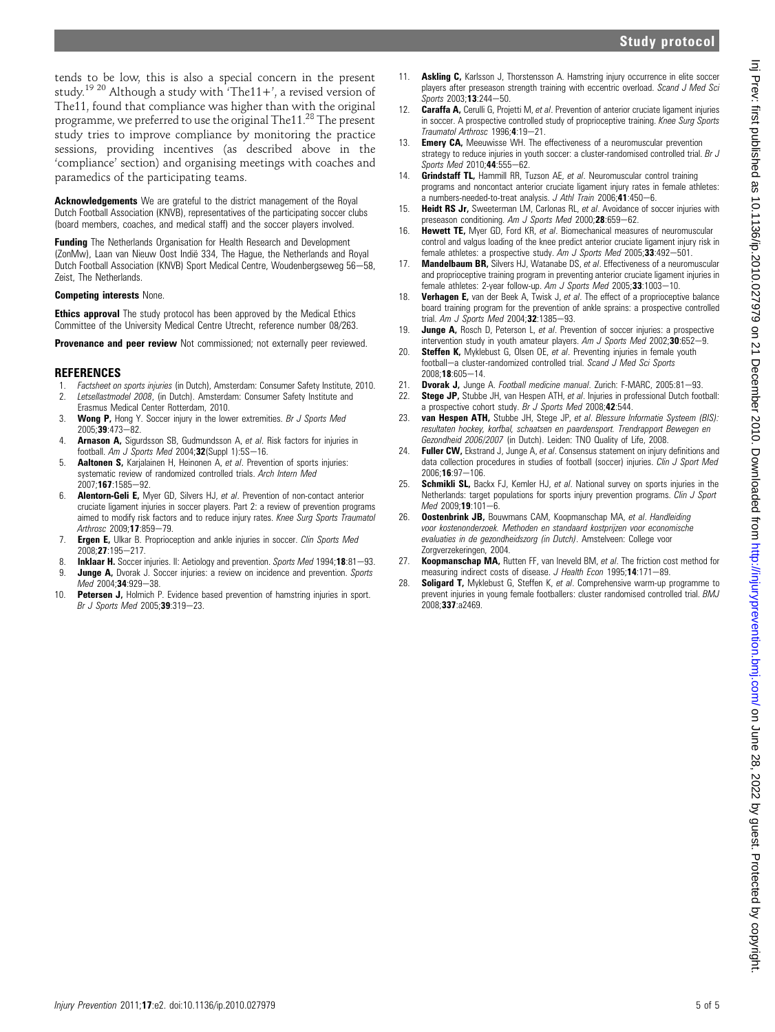tends to be low, this is also a special concern in the present study.[19 20] Although a study with 'The11+', a revised version of The11, found that compliance was higher than with the original programme, we preferred to use the original The11.[28] The present study tries to improve compliance by monitoring the practice sessions, providing incentives (as described above in the 'compliance' section) and organising meetings with coaches and paramedics of the participating teams.

**Acknowledgements** We are grateful to the district management of the Royal Dutch Football Association (KNVB), representatives of the participating soccer clubs (board members, coaches, and medical staff) and the soccer players involved.

**Funding** The Netherlands Organisation for Health Research and Development (ZonMw), Laan van Nieuw Oost Indië 334, The Hague, the Netherlands and Royal Dutch Football Association (KNVB) Sport Medical Centre, Woudenbergseweg 56−58, Zeist, The Netherlands.

**Competing interests** None.

**Ethics approval** The study protocol has been approved by the Medical Ethics Committee of the University Medical Centre Utrecht, reference number 08/263.

**Provenance and peer review** Not commissioned; not externally peer reviewed.

## REFERENCES

1. *Factsheet on sports injuries* (in Dutch), Amsterdam: Consumer Safety Institute, 2010.
2. *Letsellastmodel 2008*, (in Dutch). Amsterdam: Consumer Safety Institute and Erasmus Medical Center Rotterdam, 2010.
3. **Wong P,** Hong Y. Soccer injury in the lower extremities. *Br J Sports Med* 2005;**39**:473−82.
4. **Arnason A,** Sigurdsson SB, Gudmundsson A, *et al*. Risk factors for injuries in football. *Am J Sports Med* 2004;**32**(Suppl 1):5S−16.
5. **Aaltonen S,** Karjalainen H, Heinonen A, *et al*. Prevention of sports injuries: systematic review of randomized controlled trials. *Arch Intern Med* 2007;**167**:1585−92.
6. **Alentorn-Geli E,** Myer GD, Silvers HJ, *et al*. Prevention of non-contact anterior cruciate ligament injuries in soccer players. Part 2: a review of prevention programs aimed to modify risk factors and to reduce injury rates. *Knee Surg Sports Traumatol Arthrosc* 2009;**17**:859−79.
7. **Ergen E,** Ulkar B. Proprioception and ankle injuries in soccer. *Clin Sports Med* 2008;**27**:195−217.
8. **Inklaar H.** Soccer injuries. II: Aetiology and prevention. *Sports Med* 1994;**18**:81−93.
9. **Junge A,** Dvorak J. Soccer injuries: a review on incidence and prevention. *Sports Med* 2004;**34**:929−38.
10. **Petersen J,** Holmich P. Evidence based prevention of hamstring injuries in sport. *Br J Sports Med* 2005;**39**:319−23.
11. **Askling C,** Karlsson J, Thorstensson A. Hamstring injury occurrence in elite soccer players after preseason strength training with eccentric overload. *Scand J Med Sci Sports* 2003;**13**:244−50.
12. **Caraffa A,** Cerulli G, Projetti M, *et al*. Prevention of anterior cruciate ligament injuries in soccer. A prospective controlled study of proprioceptive training. *Knee Surg Sports Traumatol Arthrosc* 1996;**4**:19−21.
13. **Emery CA,** Meeuwisse WH. The effectiveness of a neuromuscular prevention strategy to reduce injuries in youth soccer: a cluster-randomised controlled trial. *Br J Sports Med* 2010;**44**:555−62.
14. **Grindstaff TL,** Hammill RR, Tuzson AE, *et al*. Neuromuscular control training programs and noncontact anterior cruciate ligament injury rates in female athletes: a numbers-needed-to-treat analysis. *J Athl Train* 2006;**41**:450−6.
15. **Heidt RS Jr,** Sweeterman LM, Carlonas RL, *et al*. Avoidance of soccer injuries with preseason conditioning. *Am J Sports Med* 2000;**28**:659−62.
16. **Hewett TE,** Myer GD, Ford KR, *et al*. Biomechanical measures of neuromuscular control and valgus loading of the knee predict anterior cruciate ligament injury risk in female athletes: a prospective study. *Am J Sports Med* 2005;**33**:492−501.
17. **Mandelbaum BR,** Silvers HJ, Watanabe DS, *et al*. Effectiveness of a neuromuscular and proprioceptive training program in preventing anterior cruciate ligament injuries in female athletes: 2-year follow-up. *Am J Sports Med* 2005;**33**:1003−10.
18. **Verhagen E,** van der Beek A, Twisk J, *et al*. The effect of a proprioceptive balance board training program for the prevention of ankle sprains: a prospective controlled trial. *Am J Sports Med* 2004;**32**:1385−93.
19. **Junge A,** Rosch D, Peterson L, *et al*. Prevention of soccer injuries: a prospective intervention study in youth amateur players. *Am J Sports Med* 2002;**30**:652−9.
20. **Steffen K,** Myklebust G, Olsen OE, *et al*. Preventing injuries in female youth football—a cluster-randomized controlled trial. *Scand J Med Sci Sports* 2008;**18**:605−14.
21. **Dvorak J,** Junge A. *Football medicine manual*. Zurich: F-MARC, 2005:81−93.
22. **Stege JP,** Stubbe JH, van Hespen ATH, *et al*. Injuries in professional Dutch football: a prospective cohort study. *Br J Sports Med* 2008;**42**:544.
23. **van Hespen ATH,** Stubbe JH, Stege JP, *et al*. *Blessure Informatie Systeem (BIS): resultaten hockey, korfbal, schaatsen en paardensport. Trendrapport Bewegen en Gezondheid 2006/2007* (in Dutch). Leiden: TNO Quality of Life, 2008.
24. **Fuller CW,** Ekstrand J, Junge A, *et al*. Consensus statement on injury definitions and data collection procedures in studies of football (soccer) injuries. *Clin J Sport Med* 2006;**16**:97−106.
25. **Schmikli SL,** Backx FJ, Kemler HJ, *et al*. National survey on sports injuries in the Netherlands: target populations for sports injury prevention programs. *Clin J Sport Med* 2009;**19**:101−6.
26. **Oostenbrink JB,** Bouwmans CAM, Koopmanschap MA, *et al*. *Handleiding voor kostenonderzoek. Methoden en standaard kostprijzen voor economische evaluaties in de gezondheidszorg (in Dutch)*. Amstelveen: College voor Zorgverzekeringen, 2004.
27. **Koopmanschap MA,** Rutten FF, van Ineveld BM, *et al*. The friction cost method for measuring indirect costs of disease. *J Health Econ* 1995;**14**:171−89.
28. **Soligard T,** Myklebust G, Steffen K, *et al*. Comprehensive warm-up programme to prevent injuries in young female footballers: cluster randomised controlled trial. *BMJ* 2008;**337**:a2469.